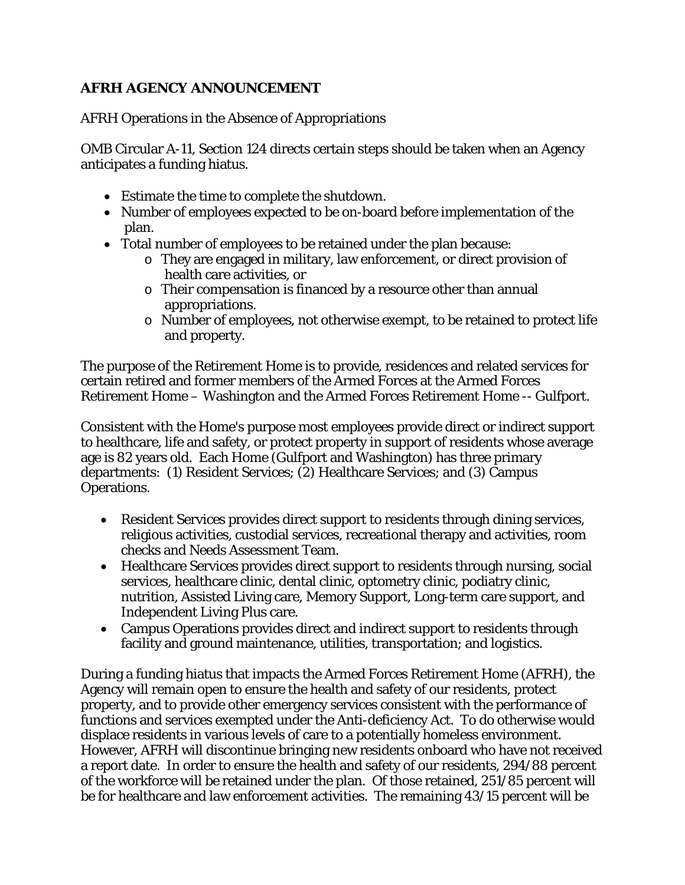**AFRH AGENCY ANNOUNCEMENT**

AFRH Operations in the Absence of Appropriations

OMB Circular A-11, Section 124 directs certain steps should be taken when an Agency anticipates a funding hiatus.

- Estimate the time to complete the shutdown.
- Number of employees expected to be on-board before implementation of the plan.
- Total number of employees to be retained under the plan because:
  - They are engaged in military, law enforcement, or direct provision of health care activities, or
  - Their compensation is financed by a resource other than annual appropriations.
  - Number of employees, not otherwise exempt, to be retained to protect life and property.

The purpose of the Retirement Home is to provide, residences and related services for certain retired and former members of the Armed Forces at the Armed Forces Retirement Home – Washington and the Armed Forces Retirement Home -- Gulfport.

Consistent with the Home's purpose most employees provide direct or indirect support to healthcare, life and safety, or protect property in support of residents whose average age is 82 years old. Each Home (Gulfport and Washington) has three primary departments: (1) Resident Services; (2) Healthcare Services; and (3) Campus Operations.

- Resident Services provides direct support to residents through dining services, religious activities, custodial services, recreational therapy and activities, room checks and Needs Assessment Team.
- Healthcare Services provides direct support to residents through nursing, social services, healthcare clinic, dental clinic, optometry clinic, podiatry clinic, nutrition, Assisted Living care, Memory Support, Long-term care support, and Independent Living Plus care.
- Campus Operations provides direct and indirect support to residents through facility and ground maintenance, utilities, transportation; and logistics.

During a funding hiatus that impacts the Armed Forces Retirement Home (AFRH), the Agency will remain open to ensure the health and safety of our residents, protect property, and to provide other emergency services consistent with the performance of functions and services exempted under the Anti-deficiency Act. To do otherwise would displace residents in various levels of care to a potentially homeless environment. However, AFRH will discontinue bringing new residents onboard who have not received a report date. In order to ensure the health and safety of our residents, 294/88 percent of the workforce will be retained under the plan. Of those retained, 251/85 percent will be for healthcare and law enforcement activities. The remaining 43/15 percent will be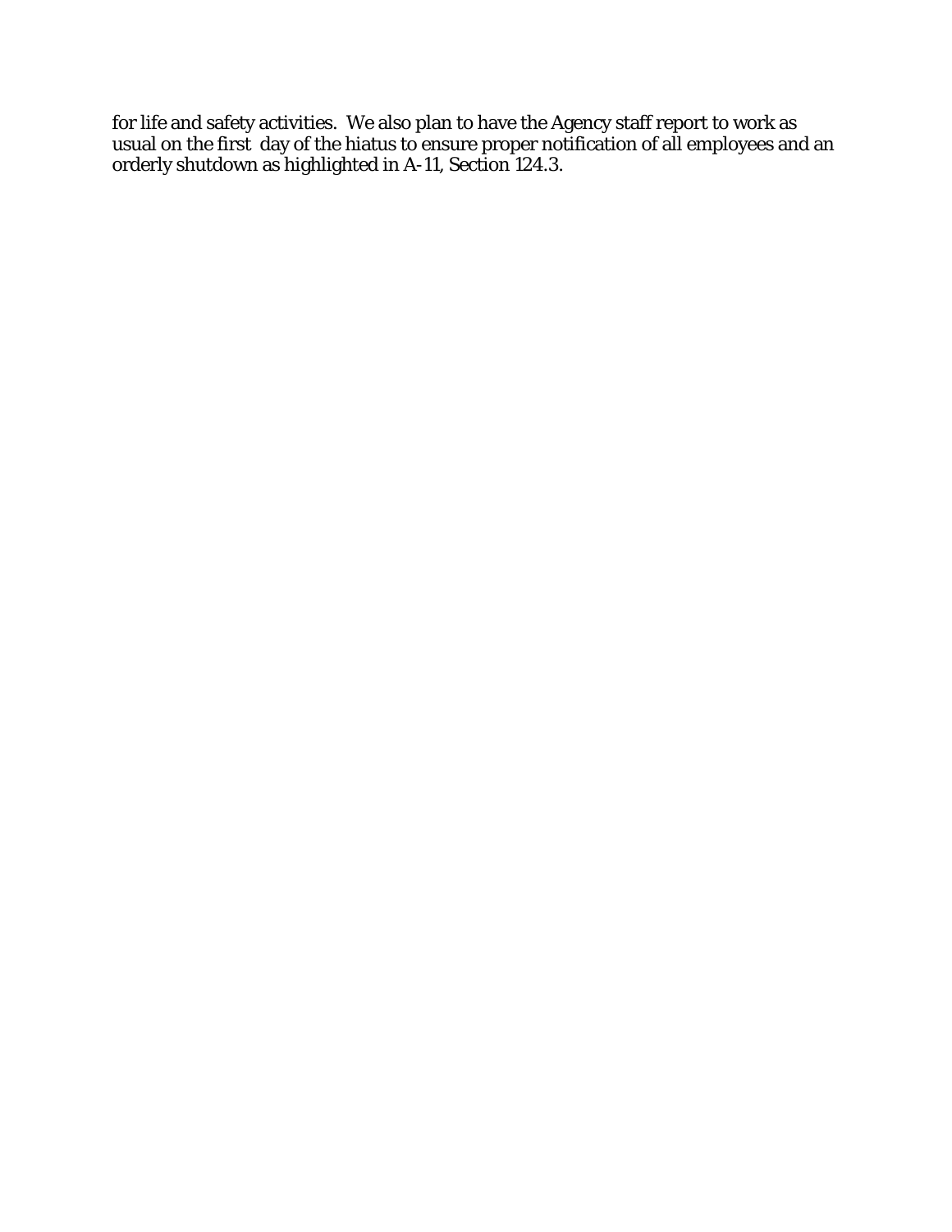for life and safety activities. We also plan to have the Agency staff report to work as usual on the first day of the hiatus to ensure proper notification of all employees and an orderly shutdown as highlighted in A-11, Section 124.3.